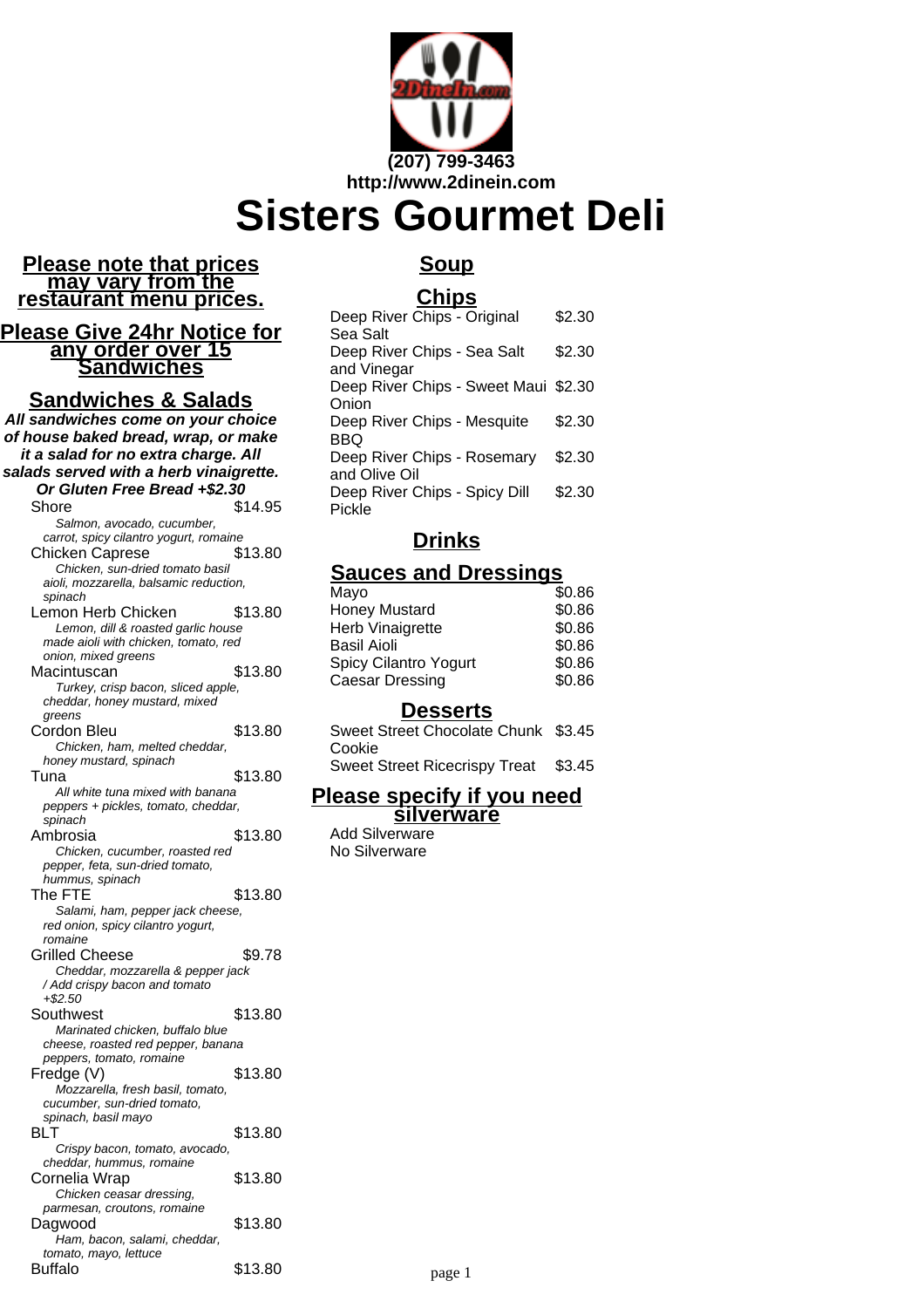(207) 799-3463
http://www.2dinein.com

# Sisters Gourmet Deli

## Please note that prices may vary from the restaurant menu prices.

## Please Give 24hr Notice for any order over 15 Sandwiches

## Sandwiches & Salads

***All sandwiches come on your choice of house baked bread, wrap, or make it a salad for no extra charge. All salads served with a herb vinaigrette. Or Gluten Free Bread +$2.30***

| Item | Price |
| --- | --- |
| Shore<br>*Salmon, avocado, cucumber, carrot, spicy cilantro yogurt, romaine* | $14.95 |
| Chicken Caprese<br>*Chicken, sun-dried tomato basil aioli, mozzarella, balsamic reduction, spinach* | $13.80 |
| Lemon Herb Chicken<br>*Lemon, dill & roasted garlic house made aioli with chicken, tomato, red onion, mixed greens* | $13.80 |
| Macintuscan<br>*Turkey, crisp bacon, sliced apple, cheddar, honey mustard, mixed greens* | $13.80 |
| Cordon Bleu<br>*Chicken, ham, melted cheddar, honey mustard, spinach* | $13.80 |
| Tuna<br>*All white tuna mixed with banana peppers + pickles, tomato, cheddar, spinach* | $13.80 |
| Ambrosia<br>*Chicken, cucumber, roasted red pepper, feta, sun-dried tomato, hummus, spinach* | $13.80 |
| The FTE<br>*Salami, ham, pepper jack cheese, red onion, spicy cilantro yogurt, romaine* | $13.80 |
| Grilled Cheese<br>*Cheddar, mozzarella & pepper jack / Add crispy bacon and tomato +$2.50* | $9.78 |
| Southwest<br>*Marinated chicken, buffalo blue cheese, roasted red pepper, banana peppers, tomato, romaine* | $13.80 |
| Fredge (V)<br>*Mozzarella, fresh basil, tomato, cucumber, sun-dried tomato, spinach, basil mayo* | $13.80 |
| BLT<br>*Crispy bacon, tomato, avocado, cheddar, hummus, romaine* | $13.80 |
| Cornelia Wrap<br>*Chicken ceasar dressing, parmesan, croutons, romaine* | $13.80 |
| Dagwood<br>*Ham, bacon, salami, cheddar, tomato, mayo, lettuce* | $13.80 |
| Buffalo | $13.80 |

## Soup

## Chips

| Item | Price |
| --- | --- |
| Deep River Chips - Original Sea Salt | $2.30 |
| Deep River Chips - Sea Salt and Vinegar | $2.30 |
| Deep River Chips - Sweet Maui Onion | $2.30 |
| Deep River Chips - Mesquite BBQ | $2.30 |
| Deep River Chips - Rosemary and Olive Oil | $2.30 |
| Deep River Chips - Spicy Dill Pickle | $2.30 |

## Drinks

## Sauces and Dressings

| Item | Price |
| --- | --- |
| Mayo | $0.86 |
| Honey Mustard | $0.86 |
| Herb Vinaigrette | $0.86 |
| Basil Aioli | $0.86 |
| Spicy Cilantro Yogurt | $0.86 |
| Caesar Dressing | $0.86 |

## Desserts

| Item | Price |
| --- | --- |
| Sweet Street Chocolate Chunk Cookie | $3.45 |
| Sweet Street Ricecrispy Treat | $3.45 |

## Please specify if you need silverware

- Add Silverware
- No Silverware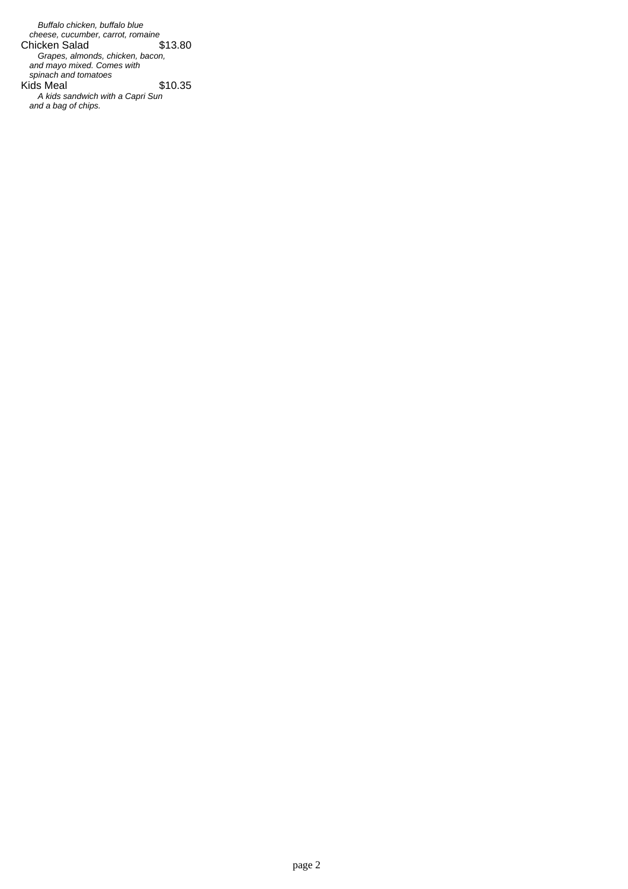*Buffalo chicken, buffalo blue cheese, cucumber, carrot, romaine*

Chicken Salad $13.80

*Grapes, almonds, chicken, bacon, and mayo mixed. Comes with spinach and tomatoes*

Kids Meal $10.35

*A kids sandwich with a Capri Sun and a bag of chips.*